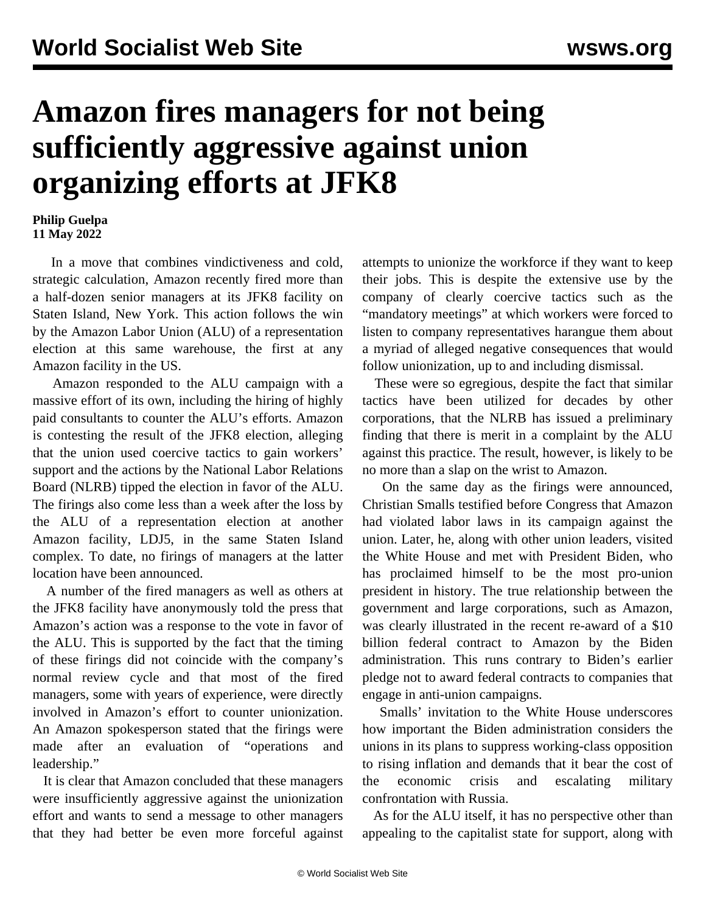# Amazon fires managers for not being sufficiently aggressive against union organizing efforts at JFK8

**Philip Guelpa**
**11 May 2022**

In a move that combines vindictiveness and cold, strategic calculation, Amazon recently fired more than a half-dozen senior managers at its JFK8 facility on Staten Island, New York. This action follows the win by the Amazon Labor Union (ALU) of a representation election at this same warehouse, the first at any Amazon facility in the US.

Amazon responded to the ALU campaign with a massive effort of its own, including the hiring of highly paid consultants to counter the ALU's efforts. Amazon is contesting the result of the JFK8 election, alleging that the union used coercive tactics to gain workers' support and the actions by the National Labor Relations Board (NLRB) tipped the election in favor of the ALU. The firings also come less than a week after the loss by the ALU of a representation election at another Amazon facility, LDJ5, in the same Staten Island complex. To date, no firings of managers at the latter location have been announced.

A number of the fired managers as well as others at the JFK8 facility have anonymously told the press that Amazon's action was a response to the vote in favor of the ALU. This is supported by the fact that the timing of these firings did not coincide with the company's normal review cycle and that most of the fired managers, some with years of experience, were directly involved in Amazon's effort to counter unionization. An Amazon spokesperson stated that the firings were made after an evaluation of "operations and leadership."

It is clear that Amazon concluded that these managers were insufficiently aggressive against the unionization effort and wants to send a message to other managers that they had better be even more forceful against attempts to unionize the workforce if they want to keep their jobs. This is despite the extensive use by the company of clearly coercive tactics such as the "mandatory meetings" at which workers were forced to listen to company representatives harangue them about a myriad of alleged negative consequences that would follow unionization, up to and including dismissal.

These were so egregious, despite the fact that similar tactics have been utilized for decades by other corporations, that the NLRB has issued a preliminary finding that there is merit in a complaint by the ALU against this practice. The result, however, is likely to be no more than a slap on the wrist to Amazon.

On the same day as the firings were announced, Christian Smalls testified before Congress that Amazon had violated labor laws in its campaign against the union. Later, he, along with other union leaders, visited the White House and met with President Biden, who has proclaimed himself to be the most pro-union president in history. The true relationship between the government and large corporations, such as Amazon, was clearly illustrated in the recent re-award of a $10 billion federal contract to Amazon by the Biden administration. This runs contrary to Biden's earlier pledge not to award federal contracts to companies that engage in anti-union campaigns.

Smalls' invitation to the White House underscores how important the Biden administration considers the unions in its plans to suppress working-class opposition to rising inflation and demands that it bear the cost of the economic crisis and escalating military confrontation with Russia.

As for the ALU itself, it has no perspective other than appealing to the capitalist state for support, along with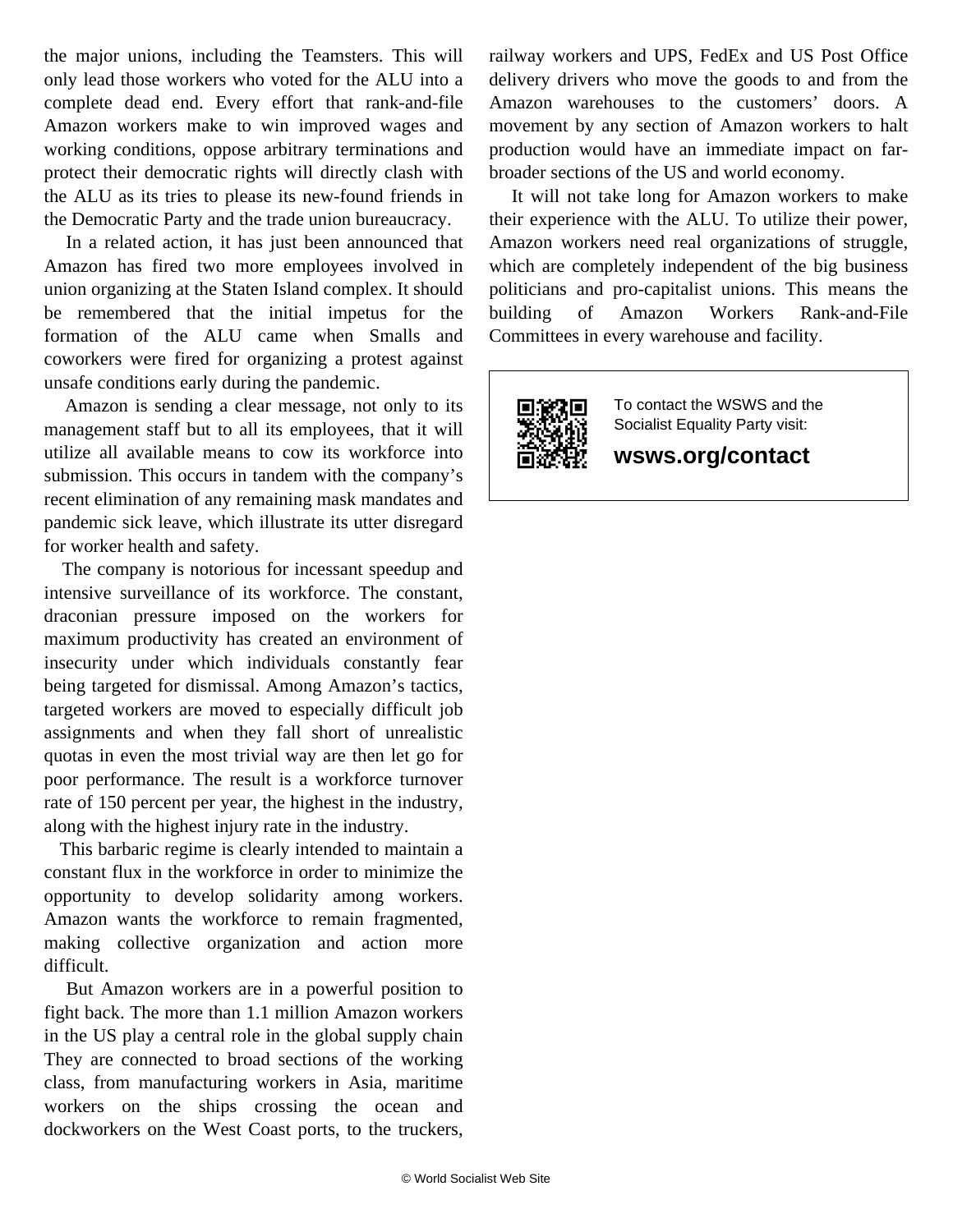the major unions, including the Teamsters. This will only lead those workers who voted for the ALU into a complete dead end. Every effort that rank-and-file Amazon workers make to win improved wages and working conditions, oppose arbitrary terminations and protect their democratic rights will directly clash with the ALU as its tries to please its new-found friends in the Democratic Party and the trade union bureaucracy.

In a related action, it has just been announced that Amazon has fired two more employees involved in union organizing at the Staten Island complex. It should be remembered that the initial impetus for the formation of the ALU came when Smalls and coworkers were fired for organizing a protest against unsafe conditions early during the pandemic.

Amazon is sending a clear message, not only to its management staff but to all its employees, that it will utilize all available means to cow its workforce into submission. This occurs in tandem with the company's recent elimination of any remaining mask mandates and pandemic sick leave, which illustrate its utter disregard for worker health and safety.

The company is notorious for incessant speedup and intensive surveillance of its workforce. The constant, draconian pressure imposed on the workers for maximum productivity has created an environment of insecurity under which individuals constantly fear being targeted for dismissal. Among Amazon's tactics, targeted workers are moved to especially difficult job assignments and when they fall short of unrealistic quotas in even the most trivial way are then let go for poor performance. The result is a workforce turnover rate of 150 percent per year, the highest in the industry, along with the highest injury rate in the industry.

This barbaric regime is clearly intended to maintain a constant flux in the workforce in order to minimize the opportunity to develop solidarity among workers. Amazon wants the workforce to remain fragmented, making collective organization and action more difficult.

But Amazon workers are in a powerful position to fight back. The more than 1.1 million Amazon workers in the US play a central role in the global supply chain They are connected to broad sections of the working class, from manufacturing workers in Asia, maritime workers on the ships crossing the ocean and dockworkers on the West Coast ports, to the truckers, railway workers and UPS, FedEx and US Post Office delivery drivers who move the goods to and from the Amazon warehouses to the customers' doors. A movement by any section of Amazon workers to halt production would have an immediate impact on far-broader sections of the US and world economy.

It will not take long for Amazon workers to make their experience with the ALU. To utilize their power, Amazon workers need real organizations of struggle, which are completely independent of the big business politicians and pro-capitalist unions. This means the building of Amazon Workers Rank-and-File Committees in every warehouse and facility.

To contact the WSWS and the Socialist Equality Party visit:

**wsws.org/contact**